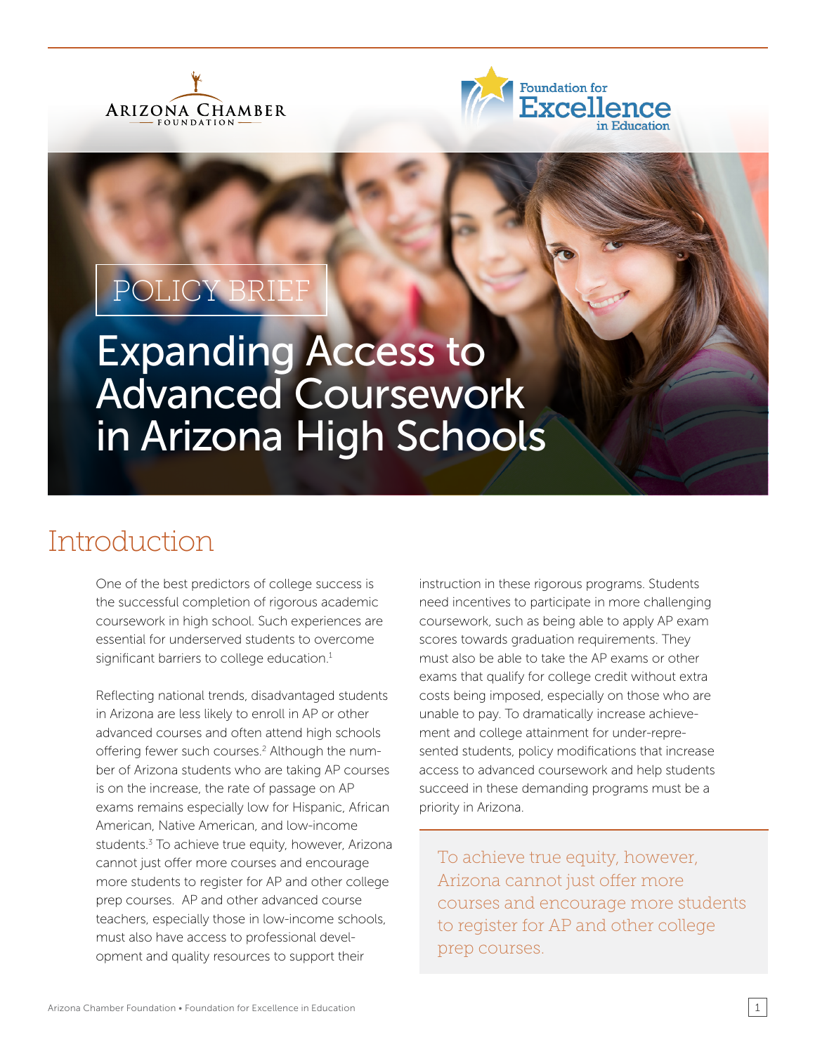Arizona Chamber Foundation

Foundation for Excellence in Education

POLICY BRIEF

# Expanding Access to Advanced Coursework in Arizona High Schools

## Introduction

One of the best predictors of college success is the successful completion of rigorous academic coursework in high school. Such experiences are essential for underserved students to overcome significant barriers to college education.[1]

Reflecting national trends, disadvantaged students in Arizona are less likely to enroll in AP or other advanced courses and often attend high schools offering fewer such courses.[2] Although the number of Arizona students who are taking AP courses is on the increase, the rate of passage on AP exams remains especially low for Hispanic, African American, Native American, and low-income students.[3] To achieve true equity, however, Arizona cannot just offer more courses and encourage more students to register for AP and other college prep courses. AP and other advanced course teachers, especially those in low-income schools, must also have access to professional development and quality resources to support their instruction in these rigorous programs. Students need incentives to participate in more challenging coursework, such as being able to apply AP exam scores towards graduation requirements. They must also be able to take the AP exams or other exams that qualify for college credit without extra costs being imposed, especially on those who are unable to pay. To dramatically increase achievement and college attainment for under-represented students, policy modifications that increase access to advanced coursework and help students succeed in these demanding programs must be a priority in Arizona.

> To achieve true equity, however, Arizona cannot just offer more courses and encourage more students to register for AP and other college prep courses.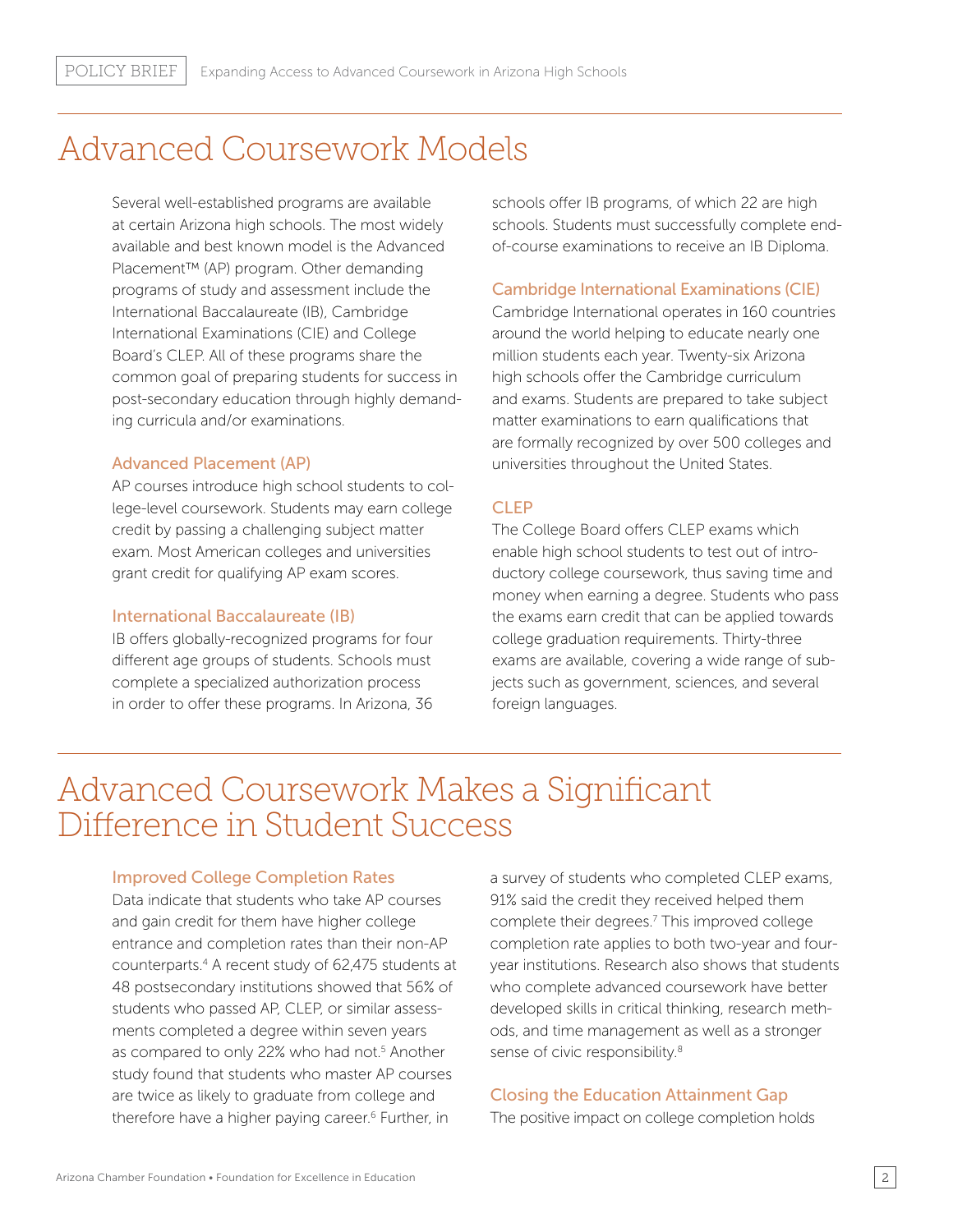# Advanced Coursework Models

Several well-established programs are available at certain Arizona high schools. The most widely available and best known model is the Advanced Placement™ (AP) program. Other demanding programs of study and assessment include the International Baccalaureate (IB), Cambridge International Examinations (CIE) and College Board's CLEP. All of these programs share the common goal of preparing students for success in post-secondary education through highly demanding curricula and/or examinations.

### Advanced Placement (AP)

AP courses introduce high school students to college-level coursework. Students may earn college credit by passing a challenging subject matter exam. Most American colleges and universities grant credit for qualifying AP exam scores.

### International Baccalaureate (IB)

IB offers globally-recognized programs for four different age groups of students. Schools must complete a specialized authorization process in order to offer these programs. In Arizona, 36 schools offer IB programs, of which 22 are high schools. Students must successfully complete end-of-course examinations to receive an IB Diploma.

### Cambridge International Examinations (CIE)

Cambridge International operates in 160 countries around the world helping to educate nearly one million students each year. Twenty-six Arizona high schools offer the Cambridge curriculum and exams. Students are prepared to take subject matter examinations to earn qualifications that are formally recognized by over 500 colleges and universities throughout the United States.

### CLEP

The College Board offers CLEP exams which enable high school students to test out of introductory college coursework, thus saving time and money when earning a degree. Students who pass the exams earn credit that can be applied towards college graduation requirements. Thirty-three exams are available, covering a wide range of subjects such as government, sciences, and several foreign languages.

# Advanced Coursework Makes a Significant Difference in Student Success

### Improved College Completion Rates

Data indicate that students who take AP courses and gain credit for them have higher college entrance and completion rates than their non-AP counterparts.[4] A recent study of 62,475 students at 48 postsecondary institutions showed that 56% of students who passed AP, CLEP, or similar assessments completed a degree within seven years as compared to only 22% who had not.[5] Another study found that students who master AP courses are twice as likely to graduate from college and therefore have a higher paying career.[6] Further, in a survey of students who completed CLEP exams, 91% said the credit they received helped them complete their degrees.[7] This improved college completion rate applies to both two-year and four-year institutions. Research also shows that students who complete advanced coursework have better developed skills in critical thinking, research methods, and time management as well as a stronger sense of civic responsibility.[8]

### Closing the Education Attainment Gap

The positive impact on college completion holds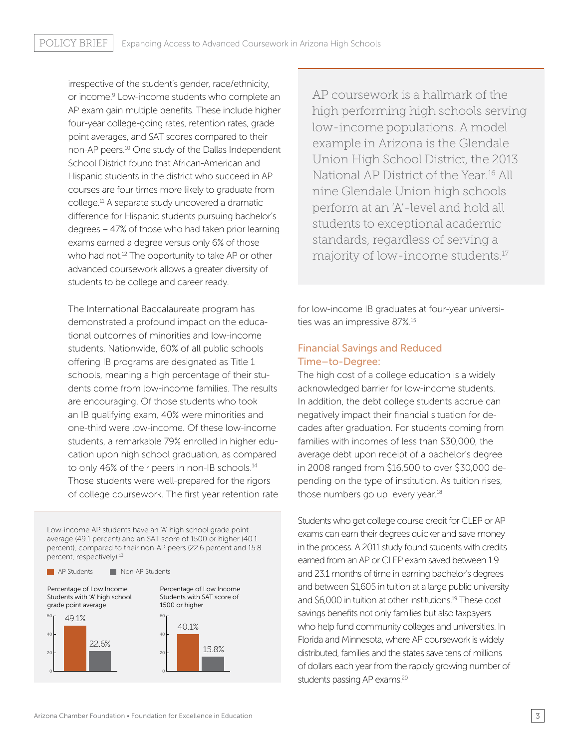irrespective of the student's gender, race/ethnicity, or income.[9] Low-income students who complete an AP exam gain multiple benefits. These include higher four-year college-going rates, retention rates, grade point averages, and SAT scores compared to their non-AP peers.[10] One study of the Dallas Independent School District found that African-American and Hispanic students in the district who succeed in AP courses are four times more likely to graduate from college.[11] A separate study uncovered a dramatic difference for Hispanic students pursuing bachelor's degrees – 47% of those who had taken prior learning exams earned a degree versus only 6% of those who had not.[12] The opportunity to take AP or other advanced coursework allows a greater diversity of students to be college and career ready.

The International Baccalaureate program has demonstrated a profound impact on the educational outcomes of minorities and low-income students. Nationwide, 60% of all public schools offering IB programs are designated as Title 1 schools, meaning a high percentage of their students come from low-income families. The results are encouraging. Of those students who took an IB qualifying exam, 40% were minorities and one-third were low-income. Of these low-income students, a remarkable 79% enrolled in higher education upon high school graduation, as compared to only 46% of their peers in non-IB schools.[14] Those students were well-prepared for the rigors of college coursework. The first year retention rate for low-income IB graduates at four-year universities was an impressive 87%.[15]

Low-income AP students have an 'A' high school grade point average (49.1 percent) and an SAT score of 1500 or higher (40.1 percent), compared to their non-AP peers (22.6 percent and 15.8 percent, respectively).[13]

| | AP Students | Non-AP Students |
|---|---|---|
| Percentage of Low Income Students with 'A' high school grade point average | 49.1% | 22.6% |
| Percentage of Low Income Students with SAT score of 1500 or higher | 40.1% | 15.8% |

> AP coursework is a hallmark of the high performing high schools serving low-income populations. A model example in Arizona is the Glendale Union High School District, the 2013 National AP District of the Year.[16] All nine Glendale Union high schools perform at an 'A'-level and hold all students to exceptional academic standards, regardless of serving a majority of low-income students.[17]

### Financial Savings and Reduced Time–to-Degree:

The high cost of a college education is a widely acknowledged barrier for low-income students. In addition, the debt college students accrue can negatively impact their financial situation for decades after graduation. For students coming from families with incomes of less than $30,000, the average debt upon receipt of a bachelor's degree in 2008 ranged from $16,500 to over $30,000 depending on the type of institution. As tuition rises, those numbers go up every year.[18]

Students who get college course credit for CLEP or AP exams can earn their degrees quicker and save money in the process. A 2011 study found students with credits earned from an AP or CLEP exam saved between 1.9 and 23.1 months of time in earning bachelor's degrees and between $1,605 in tuition at a large public university and $6,000 in tuition at other institutions.[19] These cost savings benefits not only families but also taxpayers who help fund community colleges and universities. In Florida and Minnesota, where AP coursework is widely distributed, families and the states save tens of millions of dollars each year from the rapidly growing number of students passing AP exams.[20]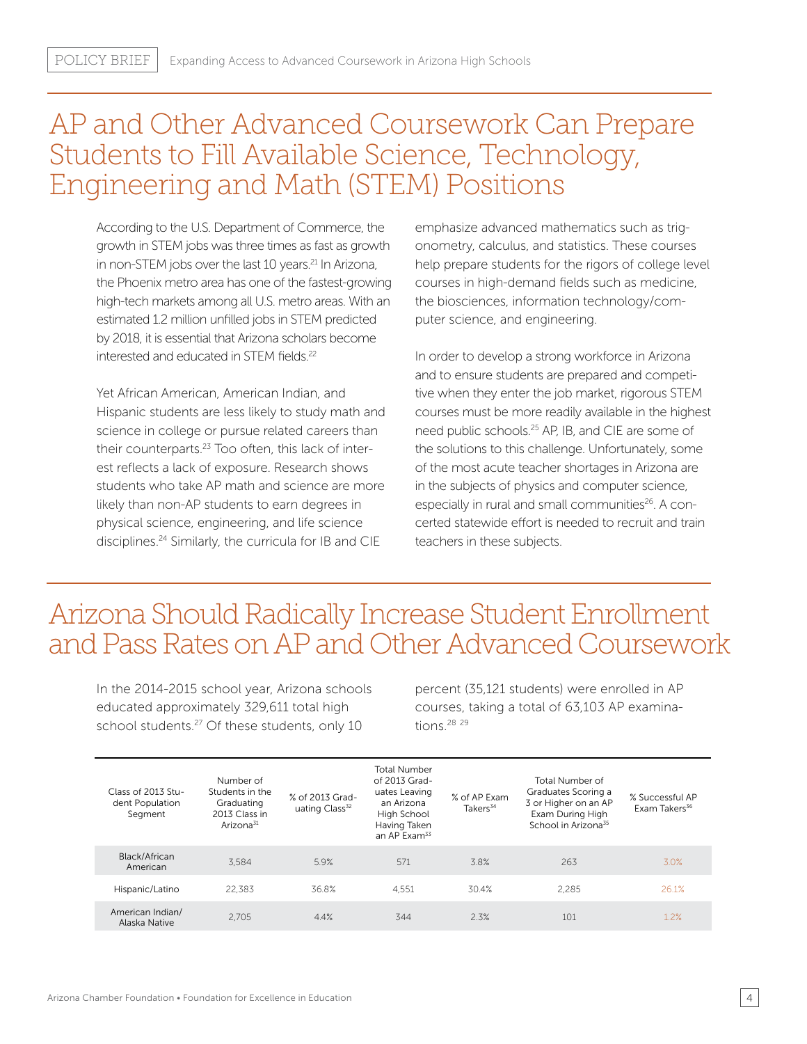# AP and Other Advanced Coursework Can Prepare Students to Fill Available Science, Technology, Engineering and Math (STEM) Positions

According to the U.S. Department of Commerce, the growth in STEM jobs was three times as fast as growth in non-STEM jobs over the last 10 years.[21] In Arizona, the Phoenix metro area has one of the fastest-growing high-tech markets among all U.S. metro areas. With an estimated 1.2 million unfilled jobs in STEM predicted by 2018, it is essential that Arizona scholars become interested and educated in STEM fields.[22]

Yet African American, American Indian, and Hispanic students are less likely to study math and science in college or pursue related careers than their counterparts.[23] Too often, this lack of interest reflects a lack of exposure. Research shows students who take AP math and science are more likely than non-AP students to earn degrees in physical science, engineering, and life science disciplines.[24] Similarly, the curricula for IB and CIE emphasize advanced mathematics such as trigonometry, calculus, and statistics. These courses help prepare students for the rigors of college level courses in high-demand fields such as medicine, the biosciences, information technology/computer science, and engineering.

In order to develop a strong workforce in Arizona and to ensure students are prepared and competitive when they enter the job market, rigorous STEM courses must be more readily available in the highest need public schools.[25] AP, IB, and CIE are some of the solutions to this challenge. Unfortunately, some of the most acute teacher shortages in Arizona are in the subjects of physics and computer science, especially in rural and small communities[26]. A concerted statewide effort is needed to recruit and train teachers in these subjects.

# Arizona Should Radically Increase Student Enrollment and Pass Rates on AP and Other Advanced Coursework

In the 2014-2015 school year, Arizona schools educated approximately 329,611 total high school students.[27] Of these students, only 10 percent (35,121 students) were enrolled in AP courses, taking a total of 63,103 AP examinations.[28 29]

| Class of 2013 Student Population Segment | Number of Students in the Graduating 2013 Class in Arizona[31] | % of 2013 Graduating Class[32] | Total Number of 2013 Graduates Leaving an Arizona High School Having Taken an AP Exam[33] | % of AP Exam Takers[34] | Total Number of Graduates Scoring a 3 or Higher on an AP Exam During High School in Arizona[35] | % Successful AP Exam Takers[36] |
|---|---|---|---|---|---|---|
| Black/African American | 3,584 | 5.9% | 571 | 3.8% | 263 | 3.0% |
| Hispanic/Latino | 22,383 | 36.8% | 4,551 | 30.4% | 2,285 | 26.1% |
| American Indian/ Alaska Native | 2,705 | 4.4% | 344 | 2.3% | 101 | 1.2% |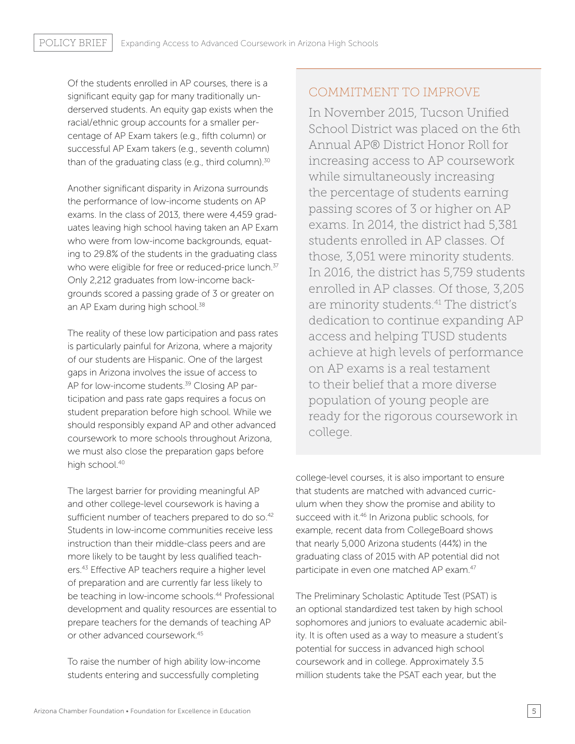Of the students enrolled in AP courses, there is a significant equity gap for many traditionally underserved students. An equity gap exists when the racial/ethnic group accounts for a smaller percentage of AP Exam takers (e.g., fifth column) or successful AP Exam takers (e.g., seventh column) than of the graduating class (e.g., third column).[30]

Another significant disparity in Arizona surrounds the performance of low-income students on AP exams. In the class of 2013, there were 4,459 graduates leaving high school having taken an AP Exam who were from low-income backgrounds, equating to 29.8% of the students in the graduating class who were eligible for free or reduced-price lunch.[37] Only 2,212 graduates from low-income backgrounds scored a passing grade of 3 or greater on an AP Exam during high school.[38]

The reality of these low participation and pass rates is particularly painful for Arizona, where a majority of our students are Hispanic. One of the largest gaps in Arizona involves the issue of access to AP for low-income students.[39] Closing AP participation and pass rate gaps requires a focus on student preparation before high school. While we should responsibly expand AP and other advanced coursework to more schools throughout Arizona, we must also close the preparation gaps before high school.[40]

## COMMITMENT TO IMPROVE

In November 2015, Tucson Unified School District was placed on the 6th Annual AP® District Honor Roll for increasing access to AP coursework while simultaneously increasing the percentage of students earning passing scores of 3 or higher on AP exams. In 2014, the district had 5,381 students enrolled in AP classes. Of those, 3,051 were minority students. In 2016, the district has 5,759 students enrolled in AP classes. Of those, 3,205 are minority students.[41] The district's dedication to continue expanding AP access and helping TUSD students achieve at high levels of performance on AP exams is a real testament to their belief that a more diverse population of young people are ready for the rigorous coursework in college.

The largest barrier for providing meaningful AP and other college-level coursework is having a sufficient number of teachers prepared to do so.[42] Students in low-income communities receive less instruction than their middle-class peers and are more likely to be taught by less qualified teachers.[43] Effective AP teachers require a higher level of preparation and are currently far less likely to be teaching in low-income schools.[44] Professional development and quality resources are essential to prepare teachers for the demands of teaching AP or other advanced coursework.[45]

To raise the number of high ability low-income students entering and successfully completing college-level courses, it is also important to ensure that students are matched with advanced curriculum when they show the promise and ability to succeed with it.[46] In Arizona public schools, for example, recent data from CollegeBoard shows that nearly 5,000 Arizona students (44%) in the graduating class of 2015 with AP potential did not participate in even one matched AP exam.[47]

The Preliminary Scholastic Aptitude Test (PSAT) is an optional standardized test taken by high school sophomores and juniors to evaluate academic ability. It is often used as a way to measure a student's potential for success in advanced high school coursework and in college. Approximately 3.5 million students take the PSAT each year, but the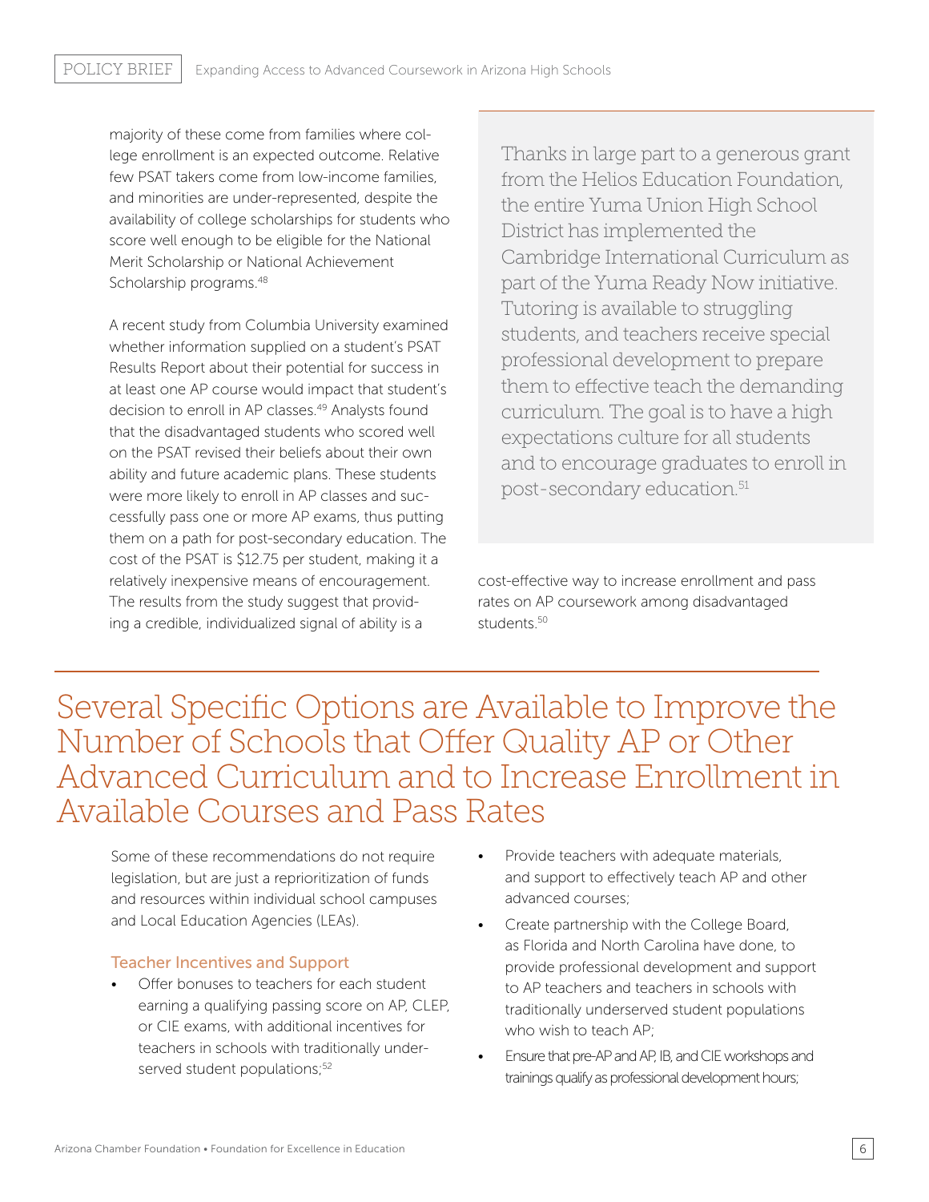majority of these come from families where college enrollment is an expected outcome. Relative few PSAT takers come from low-income families, and minorities are under-represented, despite the availability of college scholarships for students who score well enough to be eligible for the National Merit Scholarship or National Achievement Scholarship programs.[48]

A recent study from Columbia University examined whether information supplied on a student's PSAT Results Report about their potential for success in at least one AP course would impact that student's decision to enroll in AP classes.[49] Analysts found that the disadvantaged students who scored well on the PSAT revised their beliefs about their own ability and future academic plans. These students were more likely to enroll in AP classes and successfully pass one or more AP exams, thus putting them on a path for post-secondary education. The cost of the PSAT is $12.75 per student, making it a relatively inexpensive means of encouragement. The results from the study suggest that providing a credible, individualized signal of ability is a cost-effective way to increase enrollment and pass rates on AP coursework among disadvantaged students.[50]

> Thanks in large part to a generous grant from the Helios Education Foundation, the entire Yuma Union High School District has implemented the Cambridge International Curriculum as part of the Yuma Ready Now initiative. Tutoring is available to struggling students, and teachers receive special professional development to prepare them to effective teach the demanding curriculum. The goal is to have a high expectations culture for all students and to encourage graduates to enroll in post-secondary education.[51]

## Several Specific Options are Available to Improve the Number of Schools that Offer Quality AP or Other Advanced Curriculum and to Increase Enrollment in Available Courses and Pass Rates

Some of these recommendations do not require legislation, but are just a reprioritization of funds and resources within individual school campuses and Local Education Agencies (LEAs).

### Teacher Incentives and Support

- Offer bonuses to teachers for each student earning a qualifying passing score on AP, CLEP, or CIE exams, with additional incentives for teachers in schools with traditionally underserved student populations;[52]
- Provide teachers with adequate materials, and support to effectively teach AP and other advanced courses;
- Create partnership with the College Board, as Florida and North Carolina have done, to provide professional development and support to AP teachers and teachers in schools with traditionally underserved student populations who wish to teach AP;
- Ensure that pre-AP and AP, IB, and CIE workshops and trainings qualify as professional development hours;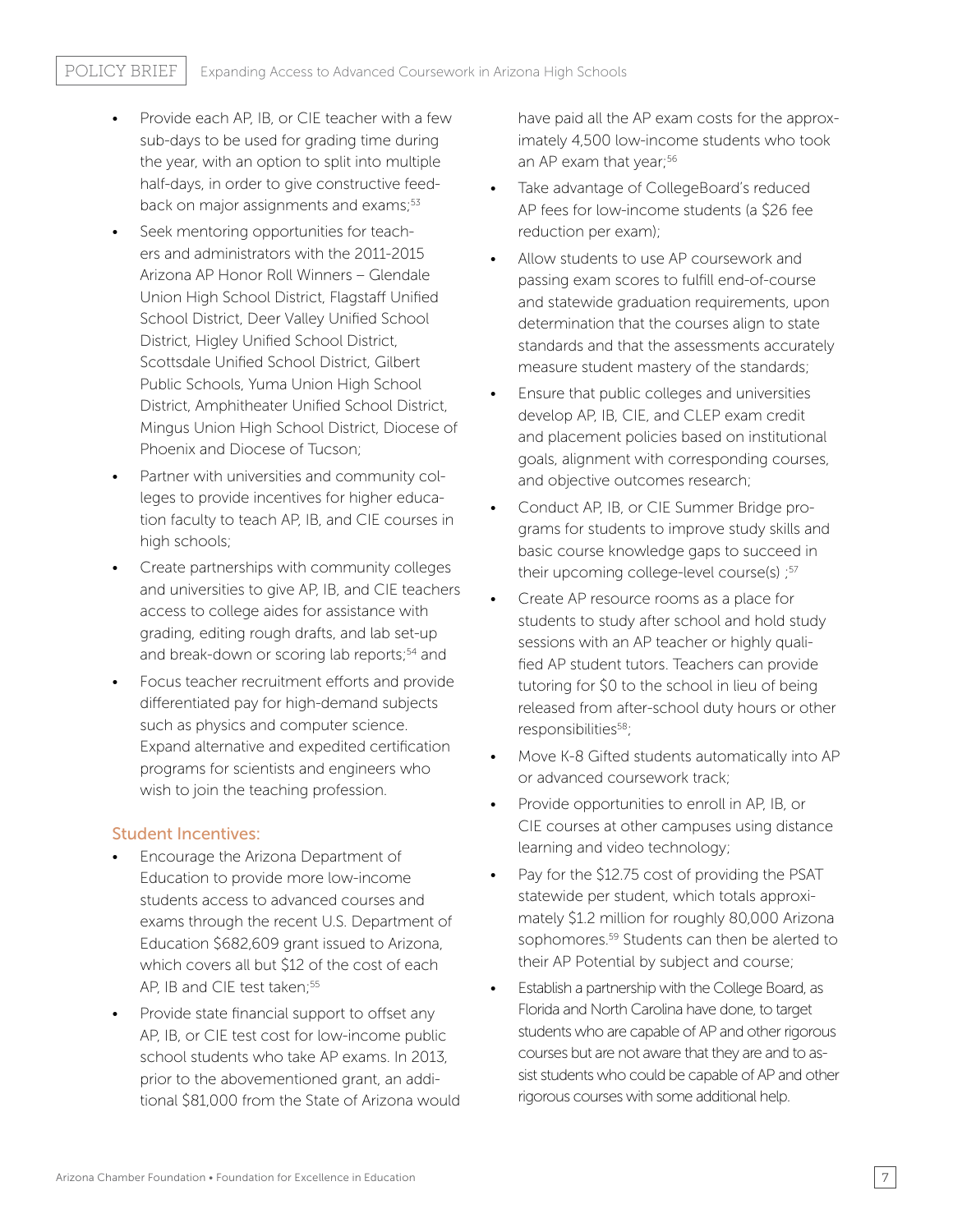- Provide each AP, IB, or CIE teacher with a few sub-days to be used for grading time during the year, with an option to split into multiple half-days, in order to give constructive feedback on major assignments and exams;[53]
- Seek mentoring opportunities for teachers and administrators with the 2011-2015 Arizona AP Honor Roll Winners – Glendale Union High School District, Flagstaff Unified School District, Deer Valley Unified School District, Higley Unified School District, Scottsdale Unified School District, Gilbert Public Schools, Yuma Union High School District, Amphitheater Unified School District, Mingus Union High School District, Diocese of Phoenix and Diocese of Tucson;
- Partner with universities and community colleges to provide incentives for higher education faculty to teach AP, IB, and CIE courses in high schools;
- Create partnerships with community colleges and universities to give AP, IB, and CIE teachers access to college aides for assistance with grading, editing rough drafts, and lab set-up and break-down or scoring lab reports;[54] and
- Focus teacher recruitment efforts and provide differentiated pay for high-demand subjects such as physics and computer science. Expand alternative and expedited certification programs for scientists and engineers who wish to join the teaching profession.

### Student Incentives:

- Encourage the Arizona Department of Education to provide more low-income students access to advanced courses and exams through the recent U.S. Department of Education $682,609 grant issued to Arizona, which covers all but $12 of the cost of each AP, IB and CIE test taken;[55]
- Provide state financial support to offset any AP, IB, or CIE test cost for low-income public school students who take AP exams. In 2013, prior to the abovementioned grant, an additional $81,000 from the State of Arizona would have paid all the AP exam costs for the approximately 4,500 low-income students who took an AP exam that year;[56]
- Take advantage of CollegeBoard's reduced AP fees for low-income students (a $26 fee reduction per exam);
- Allow students to use AP coursework and passing exam scores to fulfill end-of-course and statewide graduation requirements, upon determination that the courses align to state standards and that the assessments accurately measure student mastery of the standards;
- Ensure that public colleges and universities develop AP, IB, CIE, and CLEP exam credit and placement policies based on institutional goals, alignment with corresponding courses, and objective outcomes research;
- Conduct AP, IB, or CIE Summer Bridge programs for students to improve study skills and basic course knowledge gaps to succeed in their upcoming college-level course(s) ;[57]
- Create AP resource rooms as a place for students to study after school and hold study sessions with an AP teacher or highly qualified AP student tutors. Teachers can provide tutoring for $0 to the school in lieu of being released from after-school duty hours or other responsibilities[58];
- Move K-8 Gifted students automatically into AP or advanced coursework track;
- Provide opportunities to enroll in AP, IB, or CIE courses at other campuses using distance learning and video technology;
- Pay for the $12.75 cost of providing the PSAT statewide per student, which totals approximately $1.2 million for roughly 80,000 Arizona sophomores.[59] Students can then be alerted to their AP Potential by subject and course;
- Establish a partnership with the College Board, as Florida and North Carolina have done, to target students who are capable of AP and other rigorous courses but are not aware that they are and to assist students who could be capable of AP and other rigorous courses with some additional help.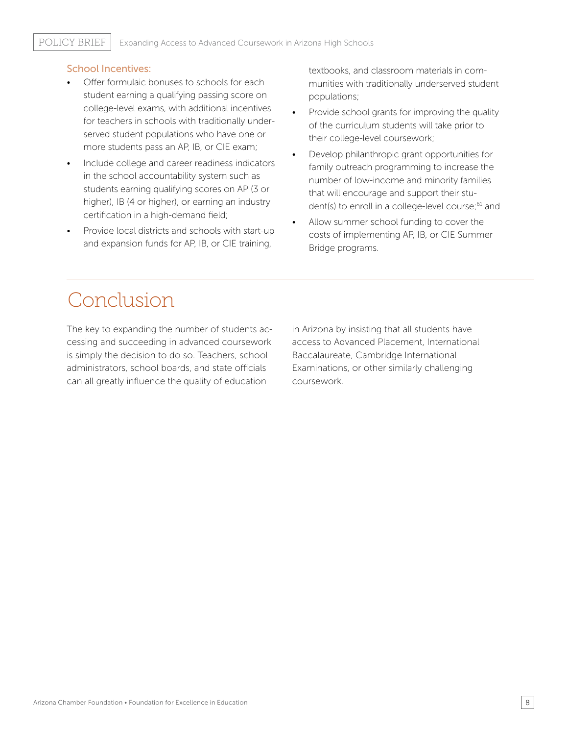### School Incentives:

- Offer formulaic bonuses to schools for each student earning a qualifying passing score on college-level exams, with additional incentives for teachers in schools with traditionally underserved student populations who have one or more students pass an AP, IB, or CIE exam;
- Include college and career readiness indicators in the school accountability system such as students earning qualifying scores on AP (3 or higher), IB (4 or higher), or earning an industry certification in a high-demand field;
- Provide local districts and schools with start-up and expansion funds for AP, IB, or CIE training, textbooks, and classroom materials in communities with traditionally underserved student populations;
- Provide school grants for improving the quality of the curriculum students will take prior to their college-level coursework;
- Develop philanthropic grant opportunities for family outreach programming to increase the number of low-income and minority families that will encourage and support their student(s) to enroll in a college-level course;[61] and
- Allow summer school funding to cover the costs of implementing AP, IB, or CIE Summer Bridge programs.

# Conclusion

The key to expanding the number of students accessing and succeeding in advanced coursework is simply the decision to do so. Teachers, school administrators, school boards, and state officials can all greatly influence the quality of education in Arizona by insisting that all students have access to Advanced Placement, International Baccalaureate, Cambridge International Examinations, or other similarly challenging coursework.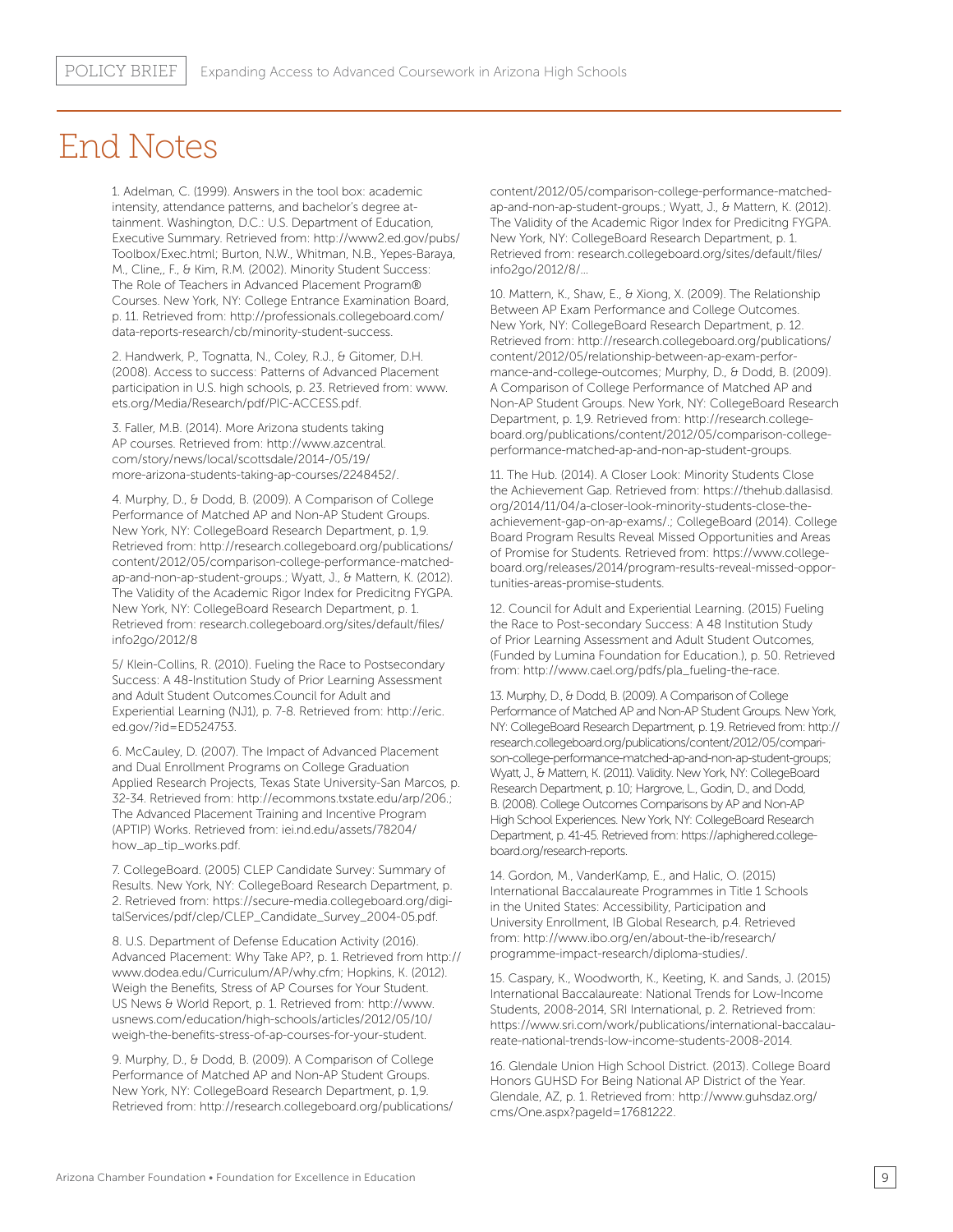# End Notes

1. Adelman, C. (1999). Answers in the tool box: academic intensity, attendance patterns, and bachelor's degree attainment. Washington, D.C.: U.S. Department of Education, Executive Summary. Retrieved from: http://www2.ed.gov/pubs/Toolbox/Exec.html; Burton, N.W., Whitman, N.B., Yepes-Baraya, M., Cline,, F., & Kim, R.M. (2002). Minority Student Success: The Role of Teachers in Advanced Placement Program® Courses. New York, NY: College Entrance Examination Board, p. 11. Retrieved from: http://professionals.collegeboard.com/data-reports-research/cb/minority-student-success.

2. Handwerk, P., Tognatta, N., Coley, R.J., & Gitomer, D.H. (2008). Access to success: Patterns of Advanced Placement participation in U.S. high schools, p. 23. Retrieved from: www.ets.org/Media/Research/pdf/PIC-ACCESS.pdf.

3. Faller, M.B. (2014). More Arizona students taking AP courses. Retrieved from: http://www.azcentral.com/story/news/local/scottsdale/2014-/05/19/more-arizona-students-taking-ap-courses/2248452/.

4. Murphy, D., & Dodd, B. (2009). A Comparison of College Performance of Matched AP and Non-AP Student Groups. New York, NY: CollegeBoard Research Department, p. 1,9. Retrieved from: http://research.collegeboard.org/publications/content/2012/05/comparison-college-performance-matched-ap-and-non-ap-student-groups.; Wyatt, J., & Mattern, K. (2012). The Validity of the Academic Rigor Index for Predicitng FYGPA. New York, NY: CollegeBoard Research Department, p. 1. Retrieved from: research.collegeboard.org/sites/default/files/info2go/2012/8

5/ Klein-Collins, R. (2010). Fueling the Race to Postsecondary Success: A 48-Institution Study of Prior Learning Assessment and Adult Student Outcomes.Council for Adult and Experiential Learning (NJ1), p. 7-8. Retrieved from: http://eric.ed.gov/?id=ED524753.

6. McCauley, D. (2007). The Impact of Advanced Placement and Dual Enrollment Programs on College Graduation Applied Research Projects, Texas State University-San Marcos, p. 32-34. Retrieved from: http://ecommons.txstate.edu/arp/206.; The Advanced Placement Training and Incentive Program (APTIP) Works. Retrieved from: iei.nd.edu/assets/78204/how_ap_tip_works.pdf.

7. CollegeBoard. (2005) CLEP Candidate Survey: Summary of Results. New York, NY: CollegeBoard Research Department, p. 2. Retrieved from: https://secure-media.collegeboard.org/digitalServices/pdf/clep/CLEP_Candidate_Survey_2004-05.pdf.

8. U.S. Department of Defense Education Activity (2016). Advanced Placement: Why Take AP?, p. 1. Retrieved from http://www.dodea.edu/Curriculum/AP/why.cfm; Hopkins, K. (2012). Weigh the Benefits, Stress of AP Courses for Your Student. US News & World Report, p. 1. Retrieved from: http://www.usnews.com/education/high-schools/articles/2012/05/10/weigh-the-benefits-stress-of-ap-courses-for-your-student.

9. Murphy, D., & Dodd, B. (2009). A Comparison of College Performance of Matched AP and Non-AP Student Groups. New York, NY: CollegeBoard Research Department, p. 1,9. Retrieved from: http://research.collegeboard.org/publications/content/2012/05/comparison-college-performance-matched-ap-and-non-ap-student-groups.; Wyatt, J., & Mattern, K. (2012). The Validity of the Academic Rigor Index for Predicitng FYGPA. New York, NY: CollegeBoard Research Department, p. 1. Retrieved from: research.collegeboard.org/sites/default/files/info2go/2012/8/...

10. Mattern, K., Shaw, E., & Xiong, X. (2009). The Relationship Between AP Exam Performance and College Outcomes. New York, NY: CollegeBoard Research Department, p. 12. Retrieved from: http://research.collegeboard.org/publications/content/2012/05/relationship-between-ap-exam-performance-and-college-outcomes; Murphy, D., & Dodd, B. (2009). A Comparison of College Performance of Matched AP and Non-AP Student Groups. New York, NY: CollegeBoard Research Department, p. 1,9. Retrieved from: http://research.collegeboard.org/publications/content/2012/05/comparison-college-performance-matched-ap-and-non-ap-student-groups.

11. The Hub. (2014). A Closer Look: Minority Students Close the Achievement Gap. Retrieved from: https://thehub.dallasisd.org/2014/11/04/a-closer-look-minority-students-close-the-achievement-gap-on-ap-exams/.; CollegeBoard (2014). College Board Program Results Reveal Missed Opportunities and Areas of Promise for Students. Retrieved from: https://www.collegeboard.org/releases/2014/program-results-reveal-missed-opportunities-areas-promise-students.

12. Council for Adult and Experiential Learning. (2015) Fueling the Race to Post-secondary Success: A 48 Institution Study of Prior Learning Assessment and Adult Student Outcomes, (Funded by Lumina Foundation for Education.), p. 50. Retrieved from: http://www.cael.org/pdfs/pla_fueling-the-race.

13. Murphy, D., & Dodd, B. (2009). A Comparison of College Performance of Matched AP and Non-AP Student Groups. New York, NY: CollegeBoard Research Department, p. 1,9. Retrieved from: http://research.collegeboard.org/publications/content/2012/05/comparison-college-performance-matched-ap-and-non-ap-student-groups; Wyatt, J., & Mattern, K. (2011). Validity. New York, NY: CollegeBoard Research Department, p. 10; Hargrove, L., Godin, D., and Dodd, B. (2008). College Outcomes Comparisons by AP and Non-AP High School Experiences. New York, NY: CollegeBoard Research Department, p. 41-45. Retrieved from: https://aphighered.collegeboard.org/research-reports.

14. Gordon, M., VanderKamp, E., and Halic, O. (2015) International Baccalaureate Programmes in Title 1 Schools in the United States: Accessibility, Participation and University Enrollment, IB Global Research, p.4. Retrieved from: http://www.ibo.org/en/about-the-ib/research/programme-impact-research/diploma-studies/.

15. Caspary, K., Woodworth, K., Keeting, K. and Sands, J. (2015) International Baccalaureate: National Trends for Low-Income Students, 2008-2014, SRI International, p. 2. Retrieved from: https://www.sri.com/work/publications/international-baccalaureate-national-trends-low-income-students-2008-2014.

16. Glendale Union High School District. (2013). College Board Honors GUHSD For Being National AP District of the Year. Glendale, AZ, p. 1. Retrieved from: http://www.guhsdaz.org/cms/One.aspx?pageId=17681222.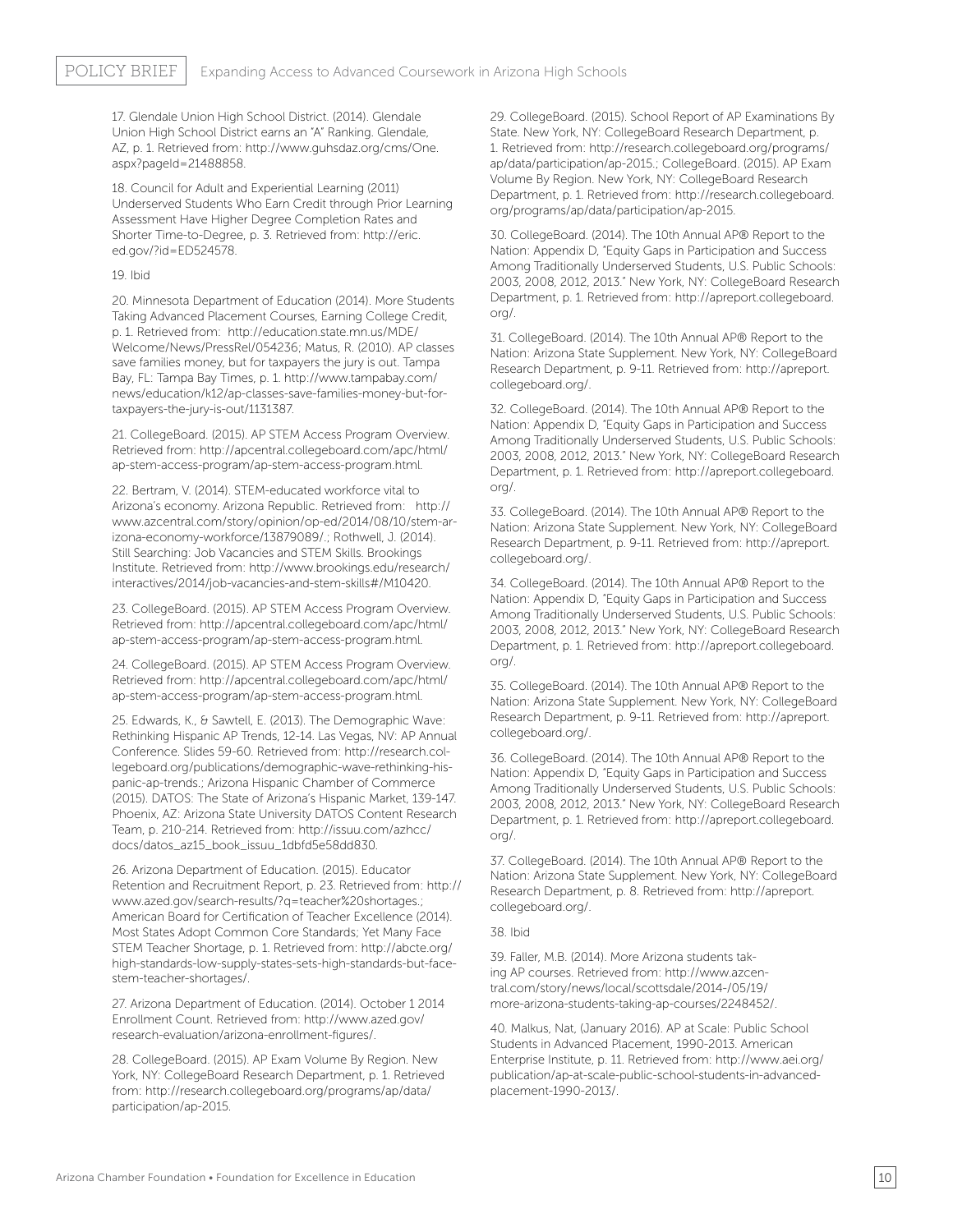17. Glendale Union High School District. (2014). Glendale Union High School District earns an "A" Ranking. Glendale, AZ, p. 1. Retrieved from: http://www.guhsdaz.org/cms/One.aspx?pageId=21488858.

18. Council for Adult and Experiential Learning (2011) Underserved Students Who Earn Credit through Prior Learning Assessment Have Higher Degree Completion Rates and Shorter Time-to-Degree, p. 3. Retrieved from: http://eric.ed.gov/?id=ED524578.

19. Ibid

20. Minnesota Department of Education (2014). More Students Taking Advanced Placement Courses, Earning College Credit, p. 1. Retrieved from: http://education.state.mn.us/MDE/Welcome/News/PressRel/054236; Matus, R. (2010). AP classes save families money, but for taxpayers the jury is out. Tampa Bay, FL: Tampa Bay Times, p. 1. http://www.tampabay.com/news/education/k12/ap-classes-save-families-money-but-for-taxpayers-the-jury-is-out/1131387.

21. CollegeBoard. (2015). AP STEM Access Program Overview. Retrieved from: http://apcentral.collegeboard.com/apc/html/ap-stem-access-program/ap-stem-access-program.html.

22. Bertram, V. (2014). STEM-educated workforce vital to Arizona's economy. Arizona Republic. Retrieved from: http://www.azcentral.com/story/opinion/op-ed/2014/08/10/stem-arizona-economy-workforce/13879089/.; Rothwell, J. (2014). Still Searching: Job Vacancies and STEM Skills. Brookings Institute. Retrieved from: http://www.brookings.edu/research/interactives/2014/job-vacancies-and-stem-skills#/M10420.

23. CollegeBoard. (2015). AP STEM Access Program Overview. Retrieved from: http://apcentral.collegeboard.com/apc/html/ap-stem-access-program/ap-stem-access-program.html.

24. CollegeBoard. (2015). AP STEM Access Program Overview. Retrieved from: http://apcentral.collegeboard.com/apc/html/ap-stem-access-program/ap-stem-access-program.html.

25. Edwards, K., & Sawtell, E. (2013). The Demographic Wave: Rethinking Hispanic AP Trends, 12-14. Las Vegas, NV: AP Annual Conference. Slides 59-60. Retrieved from: http://research.collegeboard.org/publications/demographic-wave-rethinking-hispanic-ap-trends.; Arizona Hispanic Chamber of Commerce (2015). DATOS: The State of Arizona's Hispanic Market, 139-147. Phoenix, AZ: Arizona State University DATOS Content Research Team, p. 210-214. Retrieved from: http://issuu.com/azhcc/docs/datos_az15_book_issuu_1dbfd5e58dd830.

26. Arizona Department of Education. (2015). Educator Retention and Recruitment Report, p. 23. Retrieved from: http://www.azed.gov/search-results/?q=teacher%20shortages.; American Board for Certification of Teacher Excellence (2014). Most States Adopt Common Core Standards; Yet Many Face STEM Teacher Shortage, p. 1. Retrieved from: http://abcte.org/high-standards-low-supply-states-sets-high-standards-but-face-stem-teacher-shortages/.

27. Arizona Department of Education. (2014). October 1 2014 Enrollment Count. Retrieved from: http://www.azed.gov/research-evaluation/arizona-enrollment-figures/.

28. CollegeBoard. (2015). AP Exam Volume By Region. New York, NY: CollegeBoard Research Department, p. 1. Retrieved from: http://research.collegeboard.org/programs/ap/data/participation/ap-2015.

29. CollegeBoard. (2015). School Report of AP Examinations By State. New York, NY: CollegeBoard Research Department, p. 1. Retrieved from: http://research.collegeboard.org/programs/ap/data/participation/ap-2015.; CollegeBoard. (2015). AP Exam Volume By Region. New York, NY: CollegeBoard Research Department, p. 1. Retrieved from: http://research.collegeboard.org/programs/ap/data/participation/ap-2015.

30. CollegeBoard. (2014). The 10th Annual AP® Report to the Nation: Appendix D, "Equity Gaps in Participation and Success Among Traditionally Underserved Students, U.S. Public Schools: 2003, 2008, 2012, 2013." New York, NY: CollegeBoard Research Department, p. 1. Retrieved from: http://apreport.collegeboard.org/.

31. CollegeBoard. (2014). The 10th Annual AP® Report to the Nation: Arizona State Supplement. New York, NY: CollegeBoard Research Department, p. 9-11. Retrieved from: http://apreport.collegeboard.org/.

32. CollegeBoard. (2014). The 10th Annual AP® Report to the Nation: Appendix D, "Equity Gaps in Participation and Success Among Traditionally Underserved Students, U.S. Public Schools: 2003, 2008, 2012, 2013." New York, NY: CollegeBoard Research Department, p. 1. Retrieved from: http://apreport.collegeboard.org/.

33. CollegeBoard. (2014). The 10th Annual AP® Report to the Nation: Arizona State Supplement. New York, NY: CollegeBoard Research Department, p. 9-11. Retrieved from: http://apreport.collegeboard.org/.

34. CollegeBoard. (2014). The 10th Annual AP® Report to the Nation: Appendix D, "Equity Gaps in Participation and Success Among Traditionally Underserved Students, U.S. Public Schools: 2003, 2008, 2012, 2013." New York, NY: CollegeBoard Research Department, p. 1. Retrieved from: http://apreport.collegeboard.org/.

35. CollegeBoard. (2014). The 10th Annual AP® Report to the Nation: Arizona State Supplement. New York, NY: CollegeBoard Research Department, p. 9-11. Retrieved from: http://apreport.collegeboard.org/.

36. CollegeBoard. (2014). The 10th Annual AP® Report to the Nation: Appendix D, "Equity Gaps in Participation and Success Among Traditionally Underserved Students, U.S. Public Schools: 2003, 2008, 2012, 2013." New York, NY: CollegeBoard Research Department, p. 1. Retrieved from: http://apreport.collegeboard.org/.

37. CollegeBoard. (2014). The 10th Annual AP® Report to the Nation: Arizona State Supplement. New York, NY: CollegeBoard Research Department, p. 8. Retrieved from: http://apreport.collegeboard.org/.

38. Ibid

39. Faller, M.B. (2014). More Arizona students taking AP courses. Retrieved from: http://www.azcentral.com/story/news/local/scottsdale/2014-/05/19/more-arizona-students-taking-ap-courses/2248452/.

40. Malkus, Nat, (January 2016). AP at Scale: Public School Students in Advanced Placement, 1990-2013. American Enterprise Institute, p. 11. Retrieved from: http://www.aei.org/publication/ap-at-scale-public-school-students-in-advanced-placement-1990-2013/.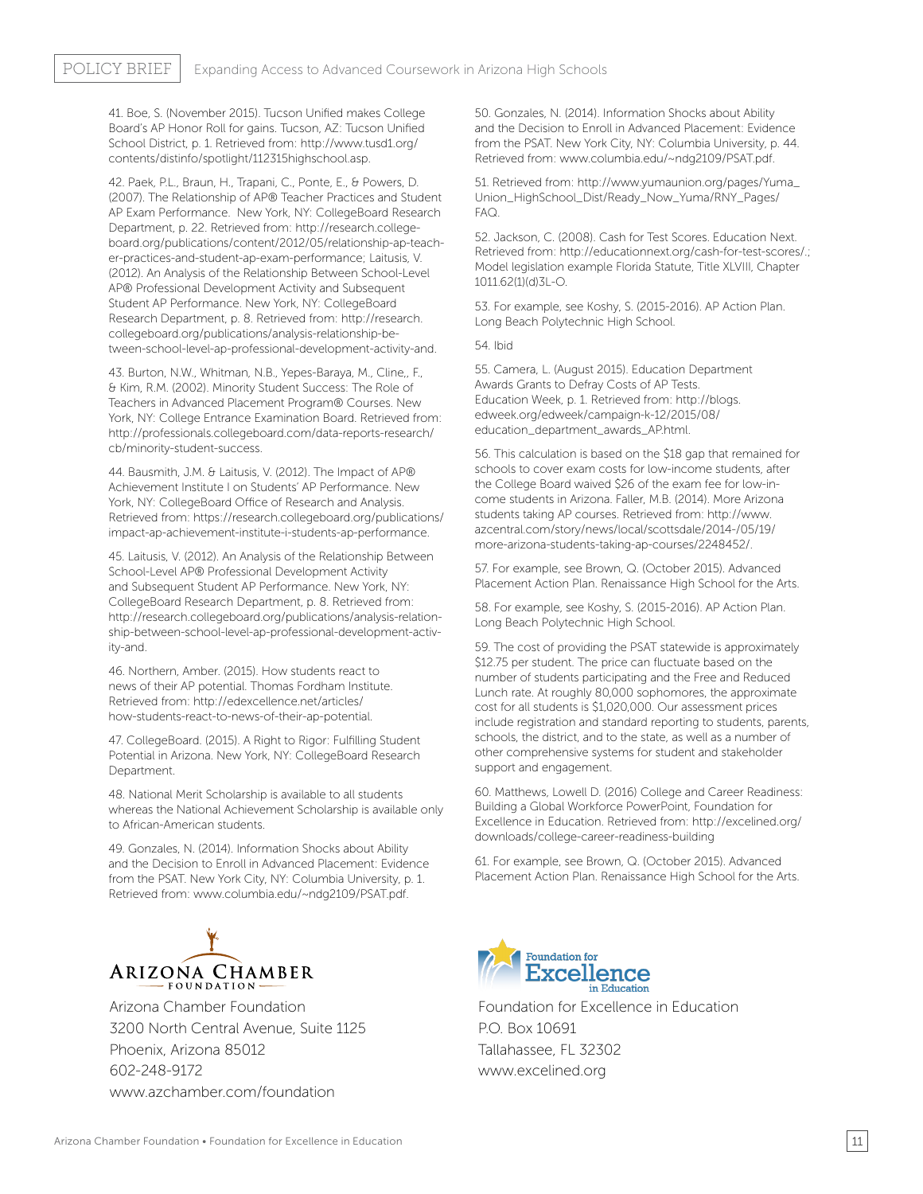41. Boe, S. (November 2015). Tucson Unified makes College Board's AP Honor Roll for gains. Tucson, AZ: Tucson Unified School District, p. 1. Retrieved from: http://www.tusd1.org/contents/distinfo/spotlight/112315highschool.asp.

42. Paek, P.L., Braun, H., Trapani, C., Ponte, E., & Powers, D. (2007). The Relationship of AP® Teacher Practices and Student AP Exam Performance. New York, NY: CollegeBoard Research Department, p. 22. Retrieved from: http://research.collegeboard.org/publications/content/2012/05/relationship-ap-teacher-practices-and-student-ap-exam-performance; Laitusis, V. (2012). An Analysis of the Relationship Between School-Level AP® Professional Development Activity and Subsequent Student AP Performance. New York, NY: CollegeBoard Research Department, p. 8. Retrieved from: http://research.collegeboard.org/publications/analysis-relationship-between-school-level-ap-professional-development-activity-and.

43. Burton, N.W., Whitman, N.B., Yepes-Baraya, M., Cline,, F., & Kim, R.M. (2002). Minority Student Success: The Role of Teachers in Advanced Placement Program® Courses. New York, NY: College Entrance Examination Board. Retrieved from: http://professionals.collegeboard.com/data-reports-research/cb/minority-student-success.

44. Bausmith, J.M. & Laitusis, V. (2012). The Impact of AP® Achievement Institute I on Students' AP Performance. New York, NY: CollegeBoard Office of Research and Analysis. Retrieved from: https://research.collegeboard.org/publications/impact-ap-achievement-institute-i-students-ap-performance.

45. Laitusis, V. (2012). An Analysis of the Relationship Between School-Level AP® Professional Development Activity and Subsequent Student AP Performance. New York, NY: CollegeBoard Research Department, p. 8. Retrieved from: http://research.collegeboard.org/publications/analysis-relationship-between-school-level-ap-professional-development-activity-and.

46. Northern, Amber. (2015). How students react to news of their AP potential. Thomas Fordham Institute. Retrieved from: http://edexcellence.net/articles/how-students-react-to-news-of-their-ap-potential.

47. CollegeBoard. (2015). A Right to Rigor: Fulfilling Student Potential in Arizona. New York, NY: CollegeBoard Research Department.

48. National Merit Scholarship is available to all students whereas the National Achievement Scholarship is available only to African-American students.

49. Gonzales, N. (2014). Information Shocks about Ability and the Decision to Enroll in Advanced Placement: Evidence from the PSAT. New York City, NY: Columbia University, p. 1. Retrieved from: www.columbia.edu/~ndg2109/PSAT.pdf.

50. Gonzales, N. (2014). Information Shocks about Ability and the Decision to Enroll in Advanced Placement: Evidence from the PSAT. New York City, NY: Columbia University, p. 44. Retrieved from: www.columbia.edu/~ndg2109/PSAT.pdf.

51. Retrieved from: http://www.yumaunion.org/pages/Yuma_Union_HighSchool_Dist/Ready_Now_Yuma/RNY_Pages/FAQ.

52. Jackson, C. (2008). Cash for Test Scores. Education Next. Retrieved from: http://educationnext.org/cash-for-test-scores/.; Model legislation example Florida Statute, Title XLVIII, Chapter 1011.62(1)(d)3L-O.

53. For example, see Koshy, S. (2015-2016). AP Action Plan. Long Beach Polytechnic High School.

54. Ibid

55. Camera, L. (August 2015). Education Department Awards Grants to Defray Costs of AP Tests. Education Week, p. 1. Retrieved from: http://blogs.edweek.org/edweek/campaign-k-12/2015/08/education_department_awards_AP.html.

56. This calculation is based on the $18 gap that remained for schools to cover exam costs for low-income students, after the College Board waived $26 of the exam fee for low-income students in Arizona. Faller, M.B. (2014). More Arizona students taking AP courses. Retrieved from: http://www.azcentral.com/story/news/local/scottsdale/2014-/05/19/more-arizona-students-taking-ap-courses/2248452/.

57. For example, see Brown, Q. (October 2015). Advanced Placement Action Plan. Renaissance High School for the Arts.

58. For example, see Koshy, S. (2015-2016). AP Action Plan. Long Beach Polytechnic High School.

59. The cost of providing the PSAT statewide is approximately $12.75 per student. The price can fluctuate based on the number of students participating and the Free and Reduced Lunch rate. At roughly 80,000 sophomores, the approximate cost for all students is $1,020,000. Our assessment prices include registration and standard reporting to students, parents, schools, the district, and to the state, as well as a number of other comprehensive systems for student and stakeholder support and engagement.

60. Matthews, Lowell D. (2016) College and Career Readiness: Building a Global Workforce PowerPoint, Foundation for Excellence in Education. Retrieved from: http://excelined.org/downloads/college-career-readiness-building

61. For example, see Brown, Q. (October 2015). Advanced Placement Action Plan. Renaissance High School for the Arts.

Arizona Chamber Foundation
3200 North Central Avenue, Suite 1125
Phoenix, Arizona 85012
602-248-9172
www.azchamber.com/foundation

Foundation for Excellence in Education
P.O. Box 10691
Tallahassee, FL 32302
www.excelined.org